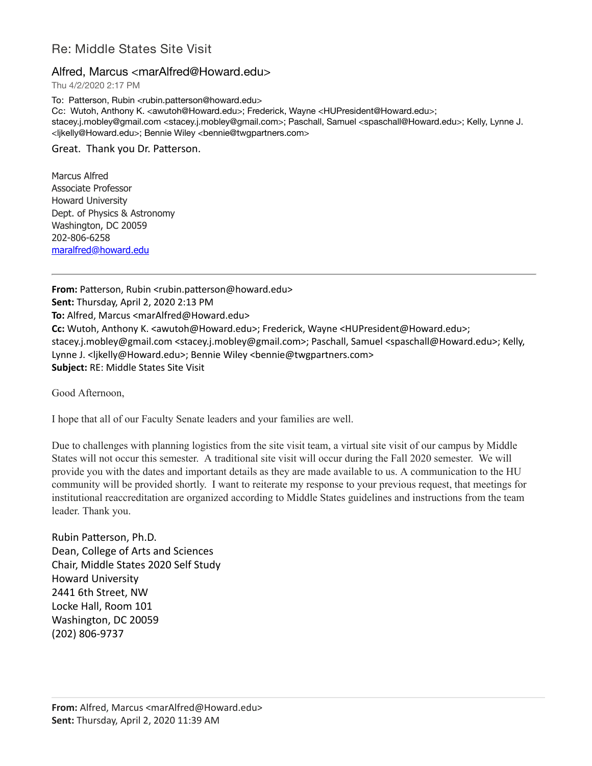# Re: Middle States Site Visit

## Alfred, Marcus <marAlfred@Howard.edu>

Thu 4/2/2020 2:17 PM

To: Patterson, Rubin <rubin.patterson@howard.edu>
Cc: Wutoh, Anthony K. <awutoh@Howard.edu>; Frederick, Wayne <HUPresident@Howard.edu>; stacey.j.mobley@gmail.com <stacey.j.mobley@gmail.com>; Paschall, Samuel <spaschall@Howard.edu>; Kelly, Lynne J. <ljkelly@Howard.edu>; Bennie Wiley <bennie@twgpartners.com>

Great. Thank you Dr. Patterson.

Marcus Alfred
Associate Professor
Howard University
Dept. of Physics & Astronomy
Washington, DC 20059
202-806-6258
maralfred@howard.edu

---

**From:** Patterson, Rubin <rubin.patterson@howard.edu>
**Sent:** Thursday, April 2, 2020 2:13 PM
**To:** Alfred, Marcus <marAlfred@Howard.edu>
**Cc:** Wutoh, Anthony K. <awutoh@Howard.edu>; Frederick, Wayne <HUPresident@Howard.edu>; stacey.j.mobley@gmail.com <stacey.j.mobley@gmail.com>; Paschall, Samuel <spaschall@Howard.edu>; Kelly, Lynne J. <ljkelly@Howard.edu>; Bennie Wiley <bennie@twgpartners.com>
**Subject:** RE: Middle States Site Visit

Good Afternoon,

I hope that all of our Faculty Senate leaders and your families are well.

Due to challenges with planning logistics from the site visit team, a virtual site visit of our campus by Middle States will not occur this semester. A traditional site visit will occur during the Fall 2020 semester. We will provide you with the dates and important details as they are made available to us. A communication to the HU community will be provided shortly. I want to reiterate my response to your previous request, that meetings for institutional reaccreditation are organized according to Middle States guidelines and instructions from the team leader. Thank you.

Rubin Patterson, Ph.D.
Dean, College of Arts and Sciences
Chair, Middle States 2020 Self Study
Howard University
2441 6th Street, NW
Locke Hall, Room 101
Washington, DC 20059
(202) 806-9737

---

**From:** Alfred, Marcus <marAlfred@Howard.edu>
**Sent:** Thursday, April 2, 2020 11:39 AM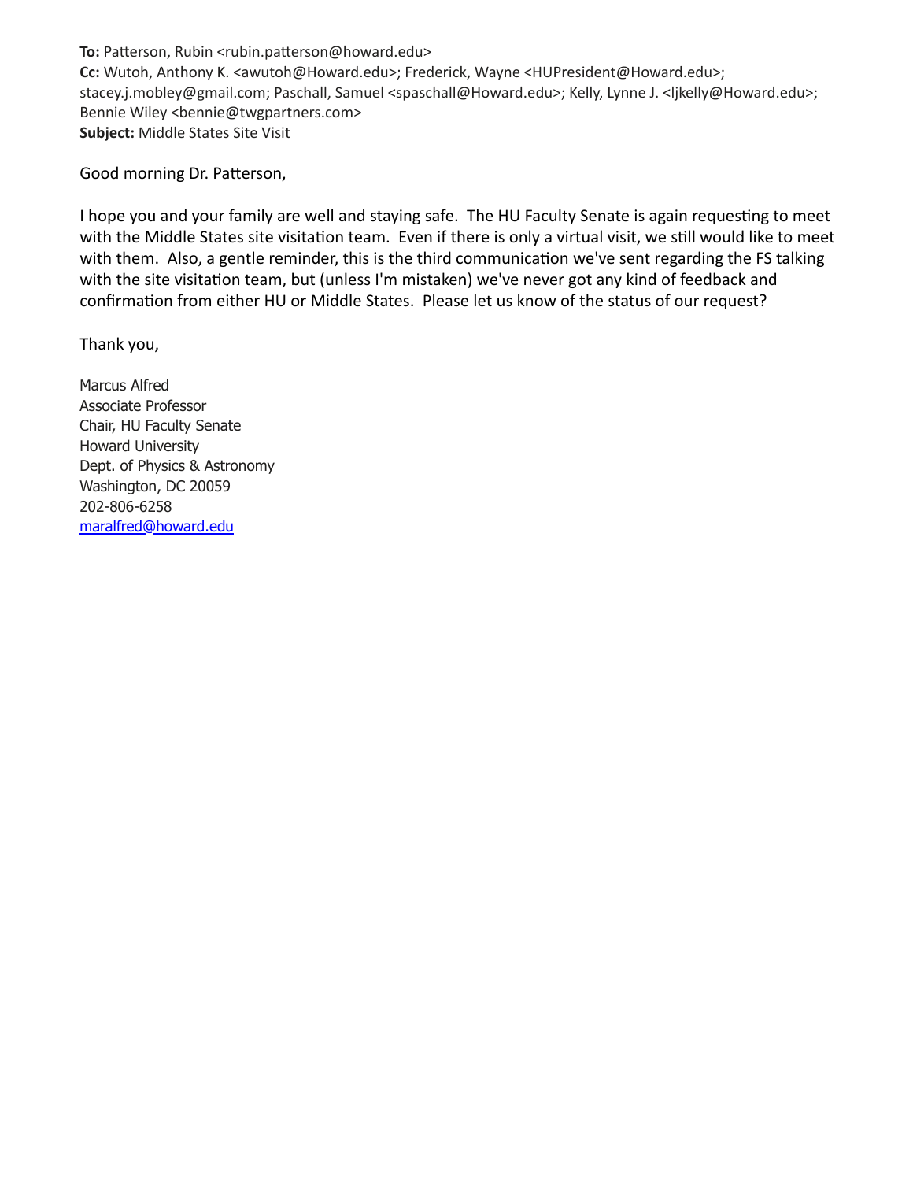**To:** Patterson, Rubin <rubin.patterson@howard.edu>
**Cc:** Wutoh, Anthony K. <awutoh@Howard.edu>; Frederick, Wayne <HUPresident@Howard.edu>; stacey.j.mobley@gmail.com; Paschall, Samuel <spaschall@Howard.edu>; Kelly, Lynne J. <ljkelly@Howard.edu>; Bennie Wiley <bennie@twgpartners.com>
**Subject:** Middle States Site Visit

Good morning Dr. Patterson,

I hope you and your family are well and staying safe. The HU Faculty Senate is again requesting to meet with the Middle States site visitation team. Even if there is only a virtual visit, we still would like to meet with them. Also, a gentle reminder, this is the third communication we've sent regarding the FS talking with the site visitation team, but (unless I'm mistaken) we've never got any kind of feedback and confirmation from either HU or Middle States. Please let us know of the status of our request?

Thank you,

Marcus Alfred
Associate Professor
Chair, HU Faculty Senate
Howard University
Dept. of Physics & Astronomy
Washington, DC 20059
202-806-6258
maralfred@howard.edu